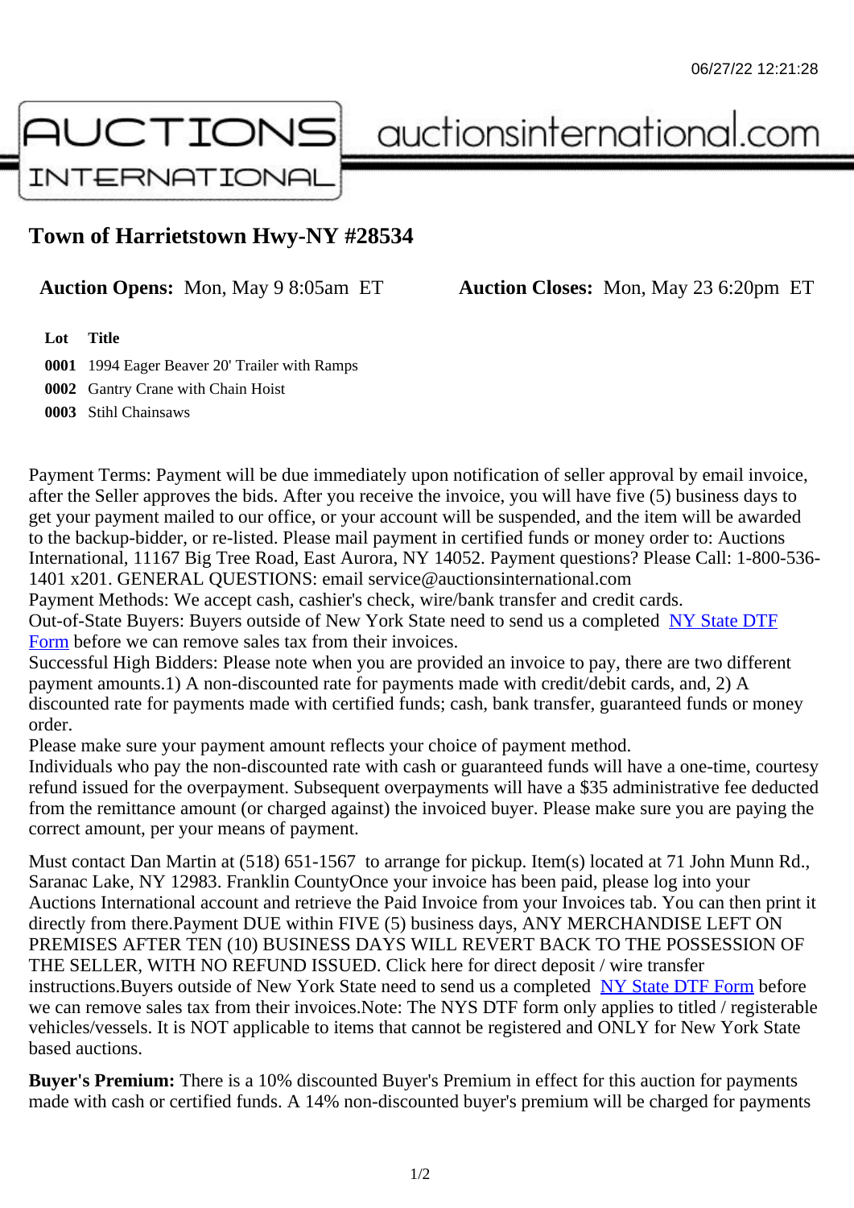# Town of Harrietstown Hwy-NY #28534

**Auction Opens:** Mon, May 9 8:05am ET **Auction Closes:** Mon, May 23 6:20pm ET

| Lot | Title |
|---|---|
| 0001 | 1994 Eager Beaver 20' Trailer with Ramps |
| 0002 | Gantry Crane with Chain Hoist |
| 0003 | Stihl Chainsaws |

Payment Terms: Payment will be due immediately upon notification of seller approval by email invoice, after the Seller approves the bids. After you receive the invoice, you will have five (5) business days to get your payment mailed to our office, or your account will be suspended, and the item will be awarded to the backup-bidder, or re-listed. Please mail payment in certified funds or money order to: Auctions International, 11167 Big Tree Road, East Aurora, NY 14052. Payment questions? Please Call: 1-800-536-1401 x201. GENERAL QUESTIONS: email service@auctionsinternational.com
Payment Methods: We accept cash, cashier's check, wire/bank transfer and credit cards.
Out-of-State Buyers: Buyers outside of New York State need to send us a completed NY State DTF Form before we can remove sales tax from their invoices.
Successful High Bidders: Please note when you are provided an invoice to pay, there are two different payment amounts.1) A non-discounted rate for payments made with credit/debit cards, and, 2) A discounted rate for payments made with certified funds; cash, bank transfer, guaranteed funds or money order.
Please make sure your payment amount reflects your choice of payment method.
Individuals who pay the non-discounted rate with cash or guaranteed funds will have a one-time, courtesy refund issued for the overpayment. Subsequent overpayments will have a $35 administrative fee deducted from the remittance amount (or charged against) the invoiced buyer. Please make sure you are paying the correct amount, per your means of payment.

Must contact Dan Martin at (518) 651-1567 to arrange for pickup. Item(s) located at 71 John Munn Rd., Saranac Lake, NY 12983. Franklin CountyOnce your invoice has been paid, please log into your Auctions International account and retrieve the Paid Invoice from your Invoices tab. You can then print it directly from there.Payment DUE within FIVE (5) business days, ANY MERCHANDISE LEFT ON PREMISES AFTER TEN (10) BUSINESS DAYS WILL REVERT BACK TO THE POSSESSION OF THE SELLER, WITH NO REFUND ISSUED. Click here for direct deposit / wire transfer instructions.Buyers outside of New York State need to send us a completed NY State DTF Form before we can remove sales tax from their invoices.Note: The NYS DTF form only applies to titled / registerable vehicles/vessels. It is NOT applicable to items that cannot be registered and ONLY for New York State based auctions.

**Buyer's Premium:** There is a 10% discounted Buyer's Premium in effect for this auction for payments made with cash or certified funds. A 14% non-discounted buyer's premium will be charged for payments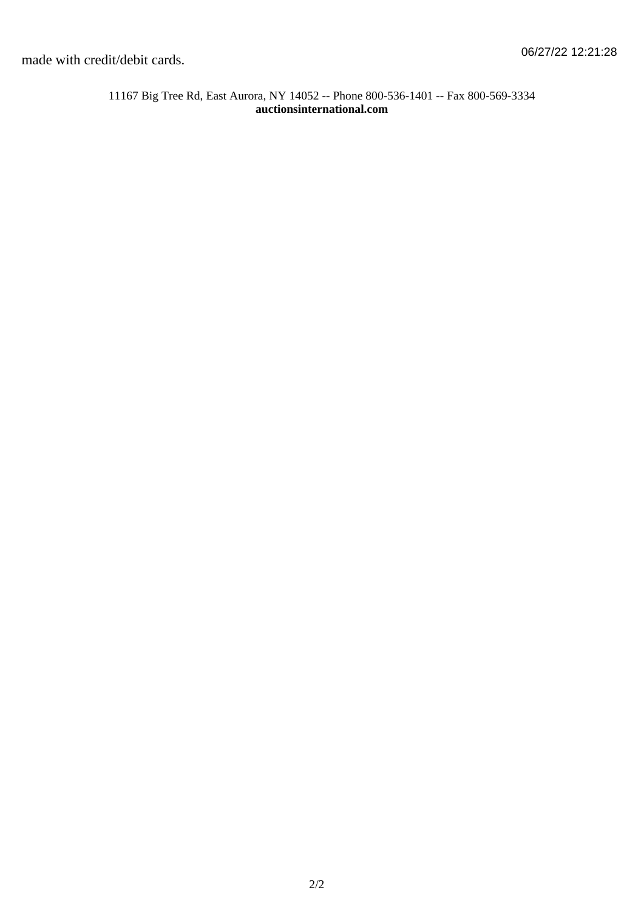made with credit/debit cards.

11167 Big Tree Rd, East Aurora, NY 14052 -- Phone 800-536-1401 -- Fax 800-569-3334
**auctionsinternational.com**